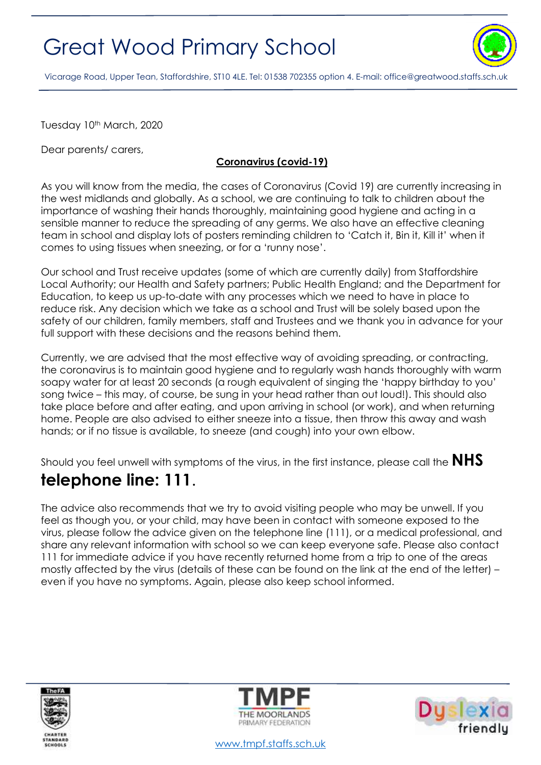# Great Wood Primary School

Vicarage Road, Upper Tean, Staffordshire, ST10 4LE. Tel: 01538 702355 option 4. E-mail: office@greatwood.staffs.sch.uk

Tuesday 10th March, 2020

Dear parents/ carers,

**Coronavirus (covid-19)**

As you will know from the media, the cases of Coronavirus (Covid 19) are currently increasing in the west midlands and globally. As a school, we are continuing to talk to children about the importance of washing their hands thoroughly, maintaining good hygiene and acting in a sensible manner to reduce the spreading of any germs. We also have an effective cleaning team in school and display lots of posters reminding children to 'Catch it, Bin it, Kill it' when it comes to using tissues when sneezing, or for a 'runny nose'.

Our school and Trust receive updates (some of which are currently daily) from Staffordshire Local Authority; our Health and Safety partners; Public Health England; and the Department for Education, to keep us up-to-date with any processes which we need to have in place to reduce risk. Any decision which we take as a school and Trust will be solely based upon the safety of our children, family members, staff and Trustees and we thank you in advance for your full support with these decisions and the reasons behind them.

Currently, we are advised that the most effective way of avoiding spreading, or contracting, the coronavirus is to maintain good hygiene and to regularly wash hands thoroughly with warm soapy water for at least 20 seconds (a rough equivalent of singing the 'happy birthday to you' song twice – this may, of course, be sung in your head rather than out loud!). This should also take place before and after eating, and upon arriving in school (or work), and when returning home. People are also advised to either sneeze into a tissue, then throw this away and wash hands; or if no tissue is available, to sneeze (and cough) into your own elbow.

Should you feel unwell with symptoms of the virus, in the first instance, please call the **NHS telephone line: 111**.

The advice also recommends that we try to avoid visiting people who may be unwell. If you feel as though you, or your child, may have been in contact with someone exposed to the virus, please follow the advice given on the telephone (111), or a medical professional, and share any relevant information with school so we can keep everyone safe. Please also contact 111 for immediate advice if you have recently returned home from a trip to one of the areas mostly affected by the virus (details of these can be found on the link at the end of the letter) – even if you have no symptoms. Again, please also keep school informed.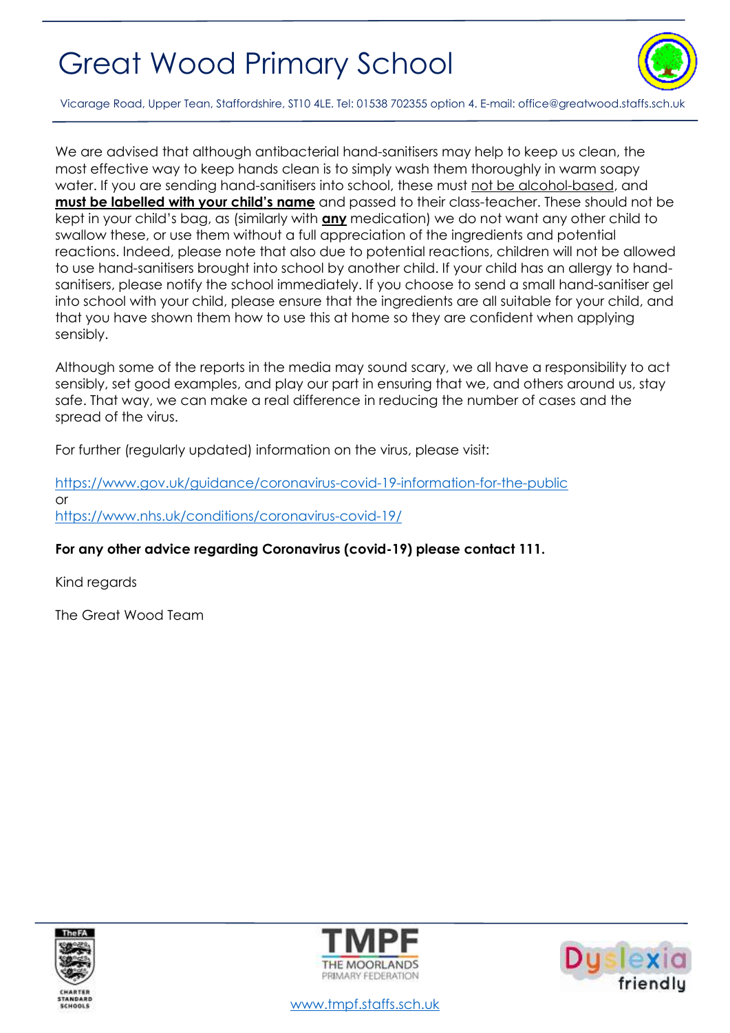# Great Wood Primary School

Vicarage Road, Upper Tean, Staffordshire, ST10 4LE. Tel: 01538 702355 option 4. E-mail: office@greatwood.staffs.sch.uk

We are advised that although antibacterial hand-sanitisers may help to keep us clean, the most effective way to keep hands clean is to simply wash them thoroughly in warm soapy water. If you are sending hand-sanitisers into school, these must not be alcohol-based, and **must be labelled with your child's name** and passed to their class-teacher. These should not be kept in your child's bag, as (similarly with **any** medication) we do not want any other child to swallow these, or use them without a full appreciation of the ingredients and potential reactions. Indeed, please note that also due to potential reactions, children will not be allowed to use hand-sanitisers brought into school by another child. If your child has an allergy to hand-sanitisers, please notify the school immediately. If you choose to send a small hand-sanitiser gel into school with your child, please ensure that the ingredients are all suitable for your child, and that you have shown them how to use this at home so they are confident when applying sensibly.

Although some of the reports in the media may sound scary, we all have a responsibility to act sensibly, set good examples, and play our part in ensuring that we, and others around us, stay safe. That way, we can make a real difference in reducing the number of cases and the spread of the virus.

For further (regularly updated) information on the virus, please visit:

https://www.gov.uk/guidance/coronavirus-covid-19-information-for-the-public
or
https://www.nhs.uk/conditions/coronavirus-covid-19/

**For any other advice regarding Coronavirus (covid-19) please contact 111.**

Kind regards

The Great Wood Team

www.tmpf.staffs.sch.uk